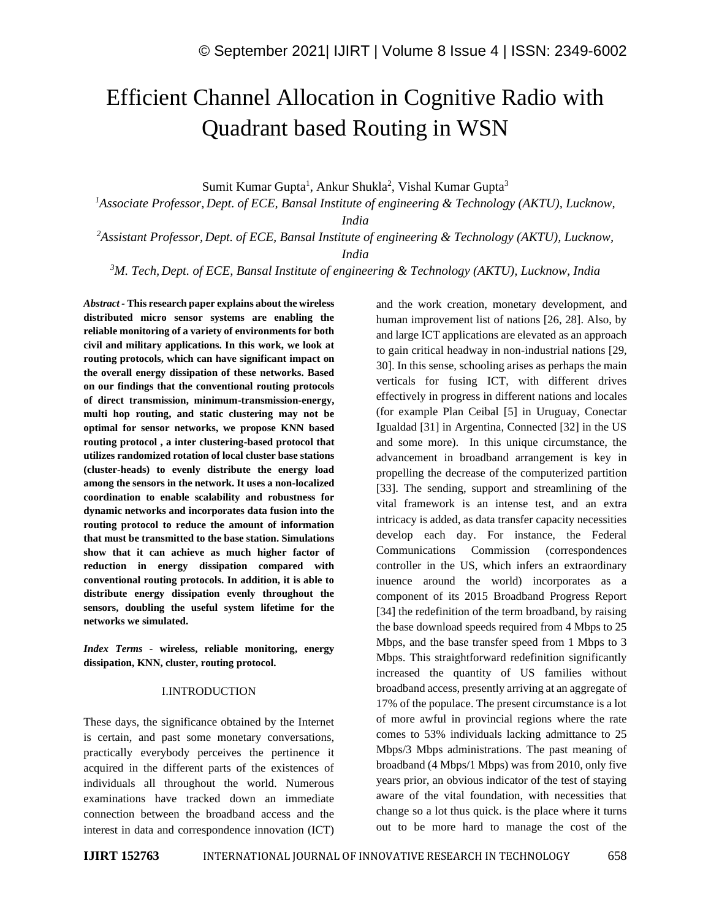# Efficient Channel Allocation in Cognitive Radio with Quadrant based Routing in WSN

Sumit Kumar Gupta[1], Ankur Shukla[2], Vishal Kumar Gupta[3]

[1]*Associate Professor, Dept. of ECE, Bansal Institute of engineering & Technology (AKTU), Lucknow, India*

[2]*Assistant Professor, Dept. of ECE, Bansal Institute of engineering & Technology (AKTU), Lucknow, India*

[3]*M. Tech, Dept. of ECE, Bansal Institute of engineering & Technology (AKTU), Lucknow, India*

***Abstract* - This research paper explains about the wireless distributed micro sensor systems are enabling the reliable monitoring of a variety of environments for both civil and military applications. In this work, we look at routing protocols, which can have significant impact on the overall energy dissipation of these networks. Based on our findings that the conventional routing protocols of direct transmission, minimum-transmission-energy, multi hop routing, and static clustering may not be optimal for sensor networks, we propose KNN based routing protocol , a inter clustering-based protocol that utilizes randomized rotation of local cluster base stations (cluster-heads) to evenly distribute the energy load among the sensors in the network. It uses a non-localized coordination to enable scalability and robustness for dynamic networks and incorporates data fusion into the routing protocol to reduce the amount of information that must be transmitted to the base station. Simulations show that it can achieve as much higher factor of reduction in energy dissipation compared with conventional routing protocols. In addition, it is able to distribute energy dissipation evenly throughout the sensors, doubling the useful system lifetime for the networks we simulated.**

***Index Terms* - wireless, reliable monitoring, energy dissipation, KNN, cluster, routing protocol.**

## I.INTRODUCTION

These days, the significance obtained by the Internet is certain, and past some monetary conversations, practically everybody perceives the pertinence it acquired in the different parts of the existences of individuals all throughout the world. Numerous examinations have tracked down an immediate connection between the broadband access and the interest in data and correspondence innovation (ICT) and the work creation, monetary development, and human improvement list of nations [26, 28]. Also, by and large ICT applications are elevated as an approach to gain critical headway in non-industrial nations [29, 30]. In this sense, schooling arises as perhaps the main verticals for fusing ICT, with different drives effectively in progress in different nations and locales (for example Plan Ceibal [5] in Uruguay, Conectar Igualdad [31] in Argentina, Connected [32] in the US and some more). In this unique circumstance, the advancement in broadband arrangement is key in propelling the decrease of the computerized partition [33]. The sending, support and streamlining of the vital framework is an intense test, and an extra intricacy is added, as data transfer capacity necessities develop each day. For instance, the Federal Communications Commission (correspondences controller in the US, which infers an extraordinary inuence around the world) incorporates as a component of its 2015 Broadband Progress Report [34] the redefinition of the term broadband, by raising the base download speeds required from 4 Mbps to 25 Mbps, and the base transfer speed from 1 Mbps to 3 Mbps. This straightforward redefinition significantly increased the quantity of US families without broadband access, presently arriving at an aggregate of 17% of the populace. The present circumstance is a lot of more awful in provincial regions where the rate comes to 53% individuals lacking admittance to 25 Mbps/3 Mbps administrations. The past meaning of broadband (4 Mbps/1 Mbps) was from 2010, only five years prior, an obvious indicator of the test of staying aware of the vital foundation, with necessities that change so a lot thus quick. is the place where it turns out to be more hard to manage the cost of the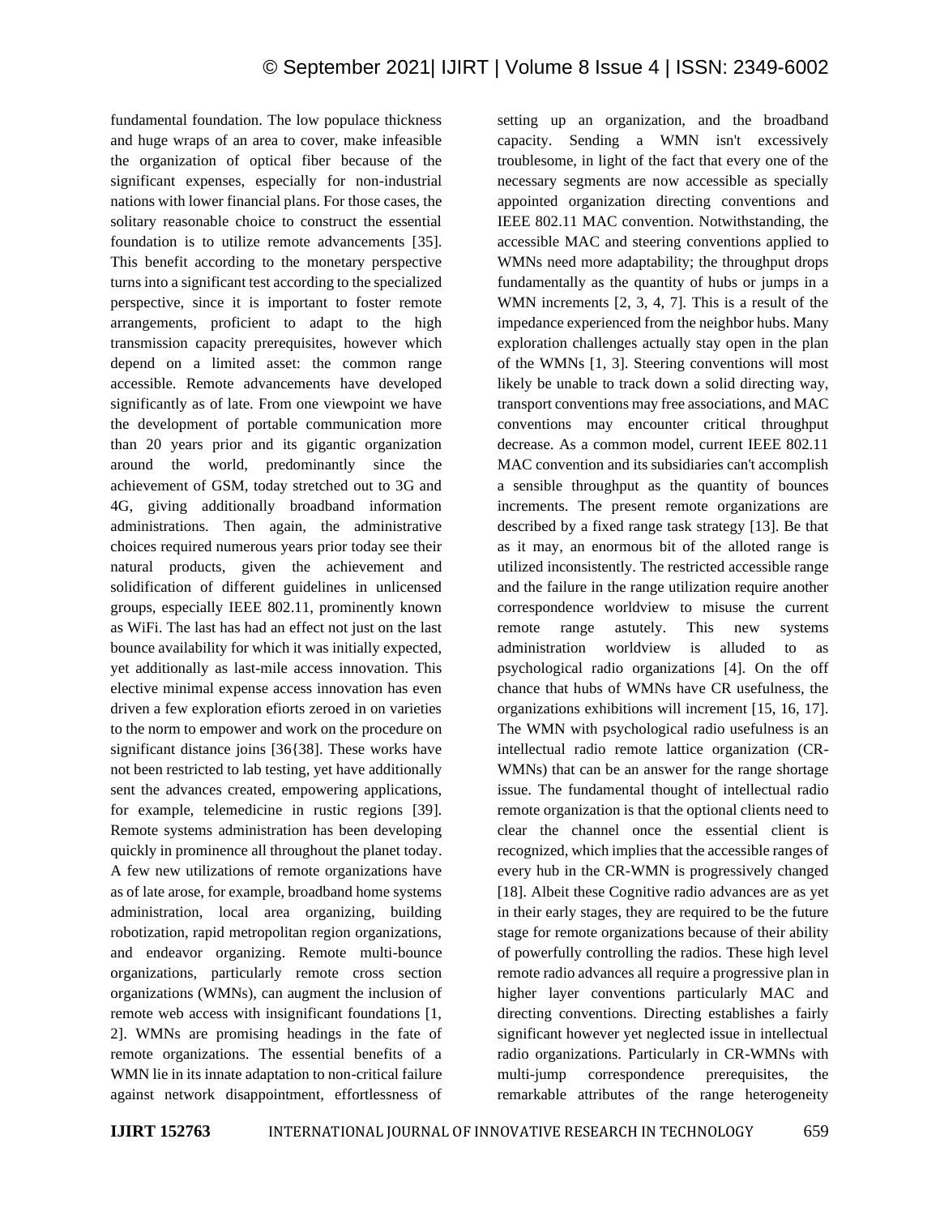fundamental foundation. The low populace thickness and huge wraps of an area to cover, make infeasible the organization of optical fiber because of the significant expenses, especially for non-industrial nations with lower financial plans. For those cases, the solitary reasonable choice to construct the essential foundation is to utilize remote advancements [35]. This benefit according to the monetary perspective turns into a significant test according to the specialized perspective, since it is important to foster remote arrangements, proficient to adapt to the high transmission capacity prerequisites, however which depend on a limited asset: the common range accessible. Remote advancements have developed significantly as of late. From one viewpoint we have the development of portable communication more than 20 years prior and its gigantic organization around the world, predominantly since the achievement of GSM, today stretched out to 3G and 4G, giving additionally broadband information administrations. Then again, the administrative choices required numerous years prior today see their natural products, given the achievement and solidification of different guidelines in unlicensed groups, especially IEEE 802.11, prominently known as WiFi. The last has had an effect not just on the last bounce availability for which it was initially expected, yet additionally as last-mile access innovation. This elective minimal expense access innovation has even driven a few exploration efiorts zeroed in on varieties to the norm to empower and work on the procedure on significant distance joins [36{38]. These works have not been restricted to lab testing, yet have additionally sent the advances created, empowering applications, for example, telemedicine in rustic regions [39]. Remote systems administration has been developing quickly in prominence all throughout the planet today. A few new utilizations of remote organizations have as of late arose, for example, broadband home systems administration, local area organizing, building robotization, rapid metropolitan region organizations, and endeavor organizing. Remote multi-bounce organizations, particularly remote cross section organizations (WMNs), can augment the inclusion of remote web access with insignificant foundations [1, 2]. WMNs are promising headings in the fate of remote organizations. The essential benefits of a WMN lie in its innate adaptation to non-critical failure against network disappointment, effortlessness of setting up an organization, and the broadband capacity. Sending a WMN isn't excessively troublesome, in light of the fact that every one of the necessary segments are now accessible as specially appointed organization directing conventions and IEEE 802.11 MAC convention. Notwithstanding, the accessible MAC and steering conventions applied to WMNs need more adaptability; the throughput drops fundamentally as the quantity of hubs or jumps in a WMN increments [2, 3, 4, 7]. This is a result of the impedance experienced from the neighbor hubs. Many exploration challenges actually stay open in the plan of the WMNs [1, 3]. Steering conventions will most likely be unable to track down a solid directing way, transport conventions may free associations, and MAC conventions may encounter critical throughput decrease. As a common model, current IEEE 802.11 MAC convention and its subsidiaries can't accomplish a sensible throughput as the quantity of bounces increments. The present remote organizations are described by a fixed range task strategy [13]. Be that as it may, an enormous bit of the alloted range is utilized inconsistently. The restricted accessible range and the failure in the range utilization require another correspondence worldview to misuse the current remote range astutely. This new systems administration worldview is alluded to as psychological radio organizations [4]. On the off chance that hubs of WMNs have CR usefulness, the organizations exhibitions will increment [15, 16, 17]. The WMN with psychological radio usefulness is an intellectual radio remote lattice organization (CR-WMNs) that can be an answer for the range shortage issue. The fundamental thought of intellectual radio remote organization is that the optional clients need to clear the channel once the essential client is recognized, which implies that the accessible ranges of every hub in the CR-WMN is progressively changed [18]. Albeit these Cognitive radio advances are as yet in their early stages, they are required to be the future stage for remote organizations because of their ability of powerfully controlling the radios. These high level remote radio advances all require a progressive plan in higher layer conventions particularly MAC and directing conventions. Directing establishes a fairly significant however yet neglected issue in intellectual radio organizations. Particularly in CR-WMNs with multi-jump correspondence prerequisites, the remarkable attributes of the range heterogeneity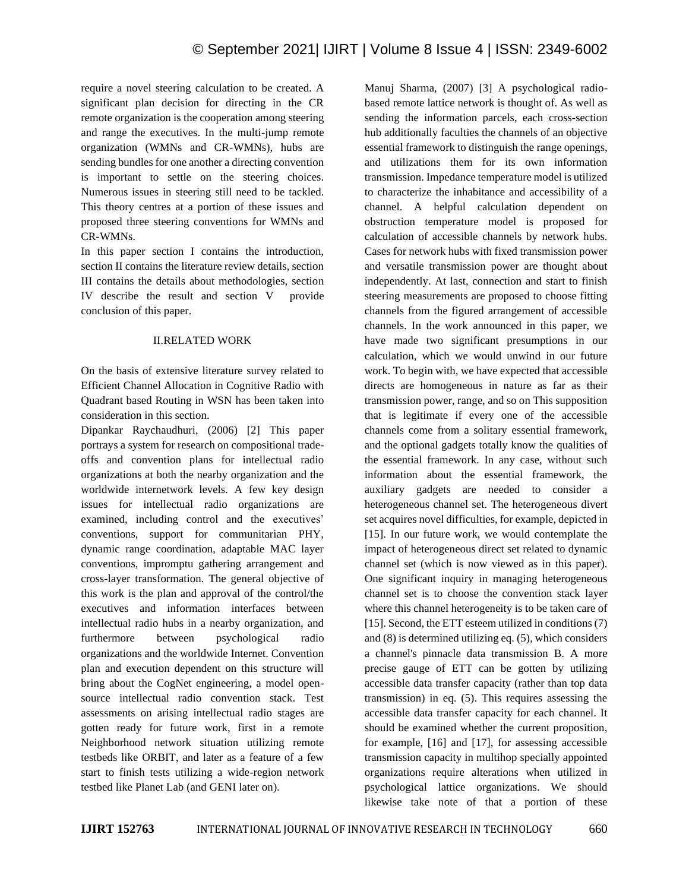require a novel steering calculation to be created. A significant plan decision for directing in the CR remote organization is the cooperation among steering and range the executives. In the multi-jump remote organization (WMNs and CR-WMNs), hubs are sending bundles for one another a directing convention is important to settle on the steering choices. Numerous issues in steering still need to be tackled. This theory centres at a portion of these issues and proposed three steering conventions for WMNs and CR-WMNs.

In this paper section I contains the introduction, section II contains the literature review details, section III contains the details about methodologies, section IV describe the result and section V provide conclusion of this paper.

## II.RELATED WORK

On the basis of extensive literature survey related to Efficient Channel Allocation in Cognitive Radio with Quadrant based Routing in WSN has been taken into consideration in this section.

Dipankar Raychaudhuri, (2006) [2] This paper portrays a system for research on compositional trade-offs and convention plans for intellectual radio organizations at both the nearby organization and the worldwide internetwork levels. A few key design issues for intellectual radio organizations are examined, including control and the executives' conventions, support for communitarian PHY, dynamic range coordination, adaptable MAC layer conventions, impromptu gathering arrangement and cross-layer transformation. The general objective of this work is the plan and approval of the control/the executives and information interfaces between intellectual radio hubs in a nearby organization, and furthermore between psychological radio organizations and the worldwide Internet. Convention plan and execution dependent on this structure will bring about the CogNet engineering, a model open-source intellectual radio convention stack. Test assessments on arising intellectual radio stages are gotten ready for future work, first in a remote Neighborhood network situation utilizing remote testbeds like ORBIT, and later as a feature of a few start to finish tests utilizing a wide-region network testbed like Planet Lab (and GENI later on).

Manuj Sharma, (2007) [3] A psychological radio-based remote lattice network is thought of. As well as sending the information parcels, each cross-section hub additionally faculties the channels of an objective essential framework to distinguish the range openings, and utilizations them for its own information transmission. Impedance temperature model is utilized to characterize the inhabitance and accessibility of a channel. A helpful calculation dependent on obstruction temperature model is proposed for calculation of accessible channels by network hubs. Cases for network hubs with fixed transmission power and versatile transmission power are thought about independently. At last, connection and start to finish steering measurements are proposed to choose fitting channels from the figured arrangement of accessible channels. In the work announced in this paper, we have made two significant presumptions in our calculation, which we would unwind in our future work. To begin with, we have expected that accessible directs are homogeneous in nature as far as their transmission power, range, and so on This supposition that is legitimate if every one of the accessible channels come from a solitary essential framework, and the optional gadgets totally know the qualities of the essential framework. In any case, without such information about the essential framework, the auxiliary gadgets are needed to consider a heterogeneous channel set. The heterogeneous divert set acquires novel difficulties, for example, depicted in [15]. In our future work, we would contemplate the impact of heterogeneous direct set related to dynamic channel set (which is now viewed as in this paper). One significant inquiry in managing heterogeneous channel set is to choose the convention stack layer where this channel heterogeneity is to be taken care of [15]. Second, the ETT esteem utilized in conditions (7) and (8) is determined utilizing eq. (5), which considers a channel's pinnacle data transmission B. A more precise gauge of ETT can be gotten by utilizing accessible data transfer capacity (rather than top data transmission) in eq. (5). This requires assessing the accessible data transfer capacity for each channel. It should be examined whether the current proposition, for example, [16] and [17], for assessing accessible transmission capacity in multihop specially appointed organizations require alterations when utilized in psychological lattice organizations. We should likewise take note of that a portion of these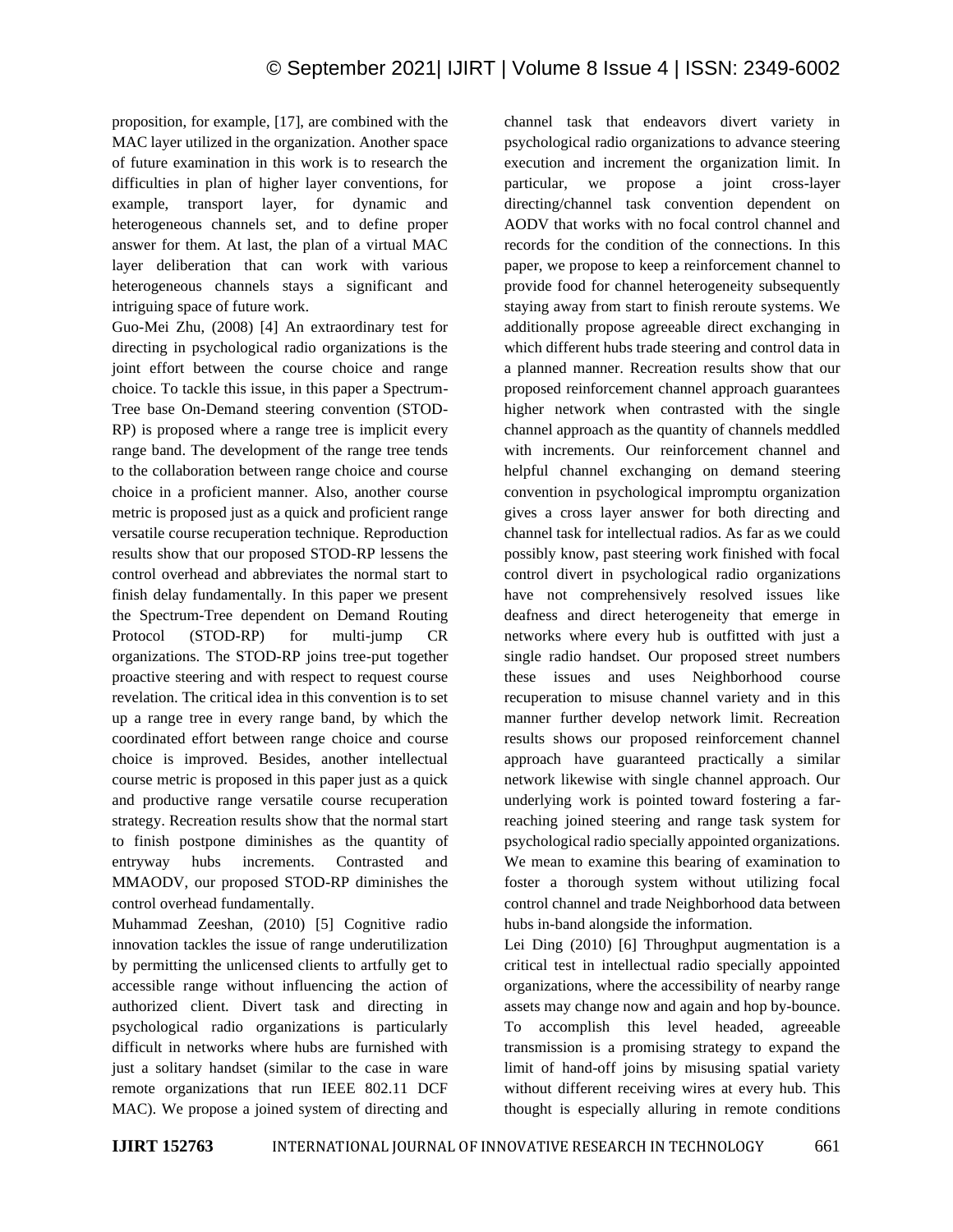proposition, for example, [17], are combined with the MAC layer utilized in the organization. Another space of future examination in this work is to research the difficulties in plan of higher layer conventions, for example, transport layer, for dynamic and heterogeneous channels set, and to define proper answer for them. At last, the plan of a virtual MAC layer deliberation that can work with various heterogeneous channels stays a significant and intriguing space of future work.

Guo-Mei Zhu, (2008) [4] An extraordinary test for directing in psychological radio organizations is the joint effort between the course choice and range choice. To tackle this issue, in this paper a Spectrum-Tree base On-Demand steering convention (STOD-RP) is proposed where a range tree is implicit every range band. The development of the range tree tends to the collaboration between range choice and course choice in a proficient manner. Also, another course metric is proposed just as a quick and proficient range versatile course recuperation technique. Reproduction results show that our proposed STOD-RP lessens the control overhead and abbreviates the normal start to finish delay fundamentally. In this paper we present the Spectrum-Tree dependent on Demand Routing Protocol (STOD-RP) for multi-jump CR organizations. The STOD-RP joins tree-put together proactive steering and with respect to request course revelation. The critical idea in this convention is to set up a range tree in every range band, by which the coordinated effort between range choice and course choice is improved. Besides, another intellectual course metric is proposed in this paper just as a quick and productive range versatile course recuperation strategy. Recreation results show that the normal start to finish postpone diminishes as the quantity of entryway hubs increments. Contrasted and MMAODV, our proposed STOD-RP diminishes the control overhead fundamentally.

Muhammad Zeeshan, (2010) [5] Cognitive radio innovation tackles the issue of range underutilization by permitting the unlicensed clients to artfully get to accessible range without influencing the action of authorized client. Divert task and directing in psychological radio organizations is particularly difficult in networks where hubs are furnished with just a solitary handset (similar to the case in ware remote organizations that run IEEE 802.11 DCF MAC). We propose a joined system of directing and channel task that endeavors divert variety in psychological radio organizations to advance steering execution and increment the organization limit. In particular, we propose a joint cross-layer directing/channel task convention dependent on AODV that works with no focal control channel and records for the condition of the connections. In this paper, we propose to keep a reinforcement channel to provide food for channel heterogeneity subsequently staying away from start to finish reroute systems. We additionally propose agreeable direct exchanging in which different hubs trade steering and control data in a planned manner. Recreation results show that our proposed reinforcement channel approach guarantees higher network when contrasted with the single channel approach as the quantity of channels meddled with increments. Our reinforcement channel and helpful channel exchanging on demand steering convention in psychological impromptu organization gives a cross layer answer for both directing and channel task for intellectual radios. As far as we could possibly know, past steering work finished with focal control divert in psychological radio organizations have not comprehensively resolved issues like deafness and direct heterogeneity that emerge in networks where every hub is outfitted with just a single radio handset. Our proposed street numbers these issues and uses Neighborhood course recuperation to misuse channel variety and in this manner further develop network limit. Recreation results shows our proposed reinforcement channel approach have guaranteed practically a similar network likewise with single channel approach. Our underlying work is pointed toward fostering a far-reaching joined steering and range task system for psychological radio specially appointed organizations. We mean to examine this bearing of examination to foster a thorough system without utilizing focal control channel and trade Neighborhood data between hubs in-band alongside the information.

Lei Ding (2010) [6] Throughput augmentation is a critical test in intellectual radio specially appointed organizations, where the accessibility of nearby range assets may change now and again and hop by-bounce. To accomplish this level headed, agreeable transmission is a promising strategy to expand the limit of hand-off joins by misusing spatial variety without different receiving wires at every hub. This thought is especially alluring in remote conditions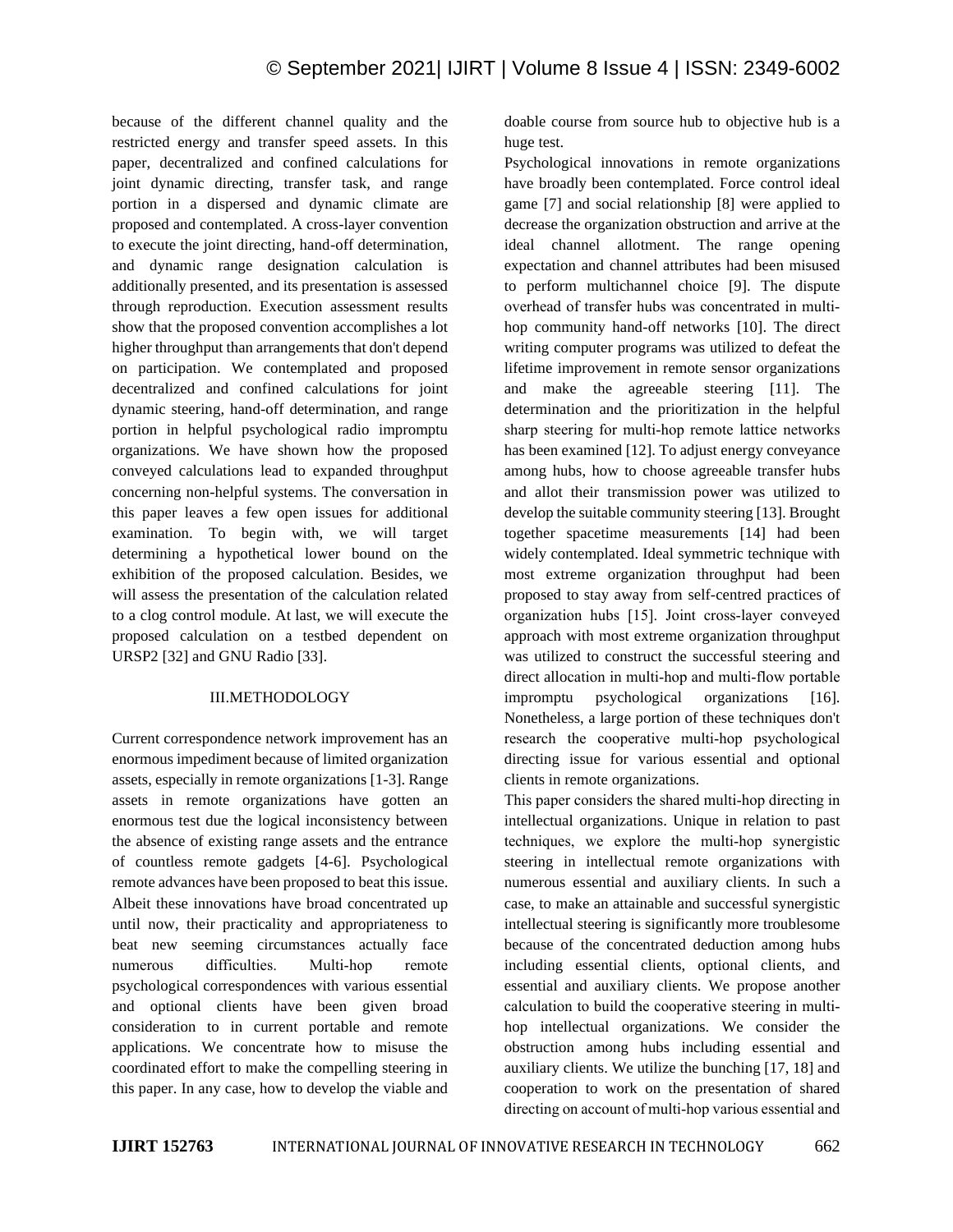because of the different channel quality and the restricted energy and transfer speed assets. In this paper, decentralized and confined calculations for joint dynamic directing, transfer task, and range portion in a dispersed and dynamic climate are proposed and contemplated. A cross-layer convention to execute the joint directing, hand-off determination, and dynamic range designation calculation is additionally presented, and its presentation is assessed through reproduction. Execution assessment results show that the proposed convention accomplishes a lot higher throughput than arrangements that don't depend on participation. We contemplated and proposed decentralized and confined calculations for joint dynamic steering, hand-off determination, and range portion in helpful psychological radio impromptu organizations. We have shown how the proposed conveyed calculations lead to expanded throughput concerning non-helpful systems. The conversation in this paper leaves a few open issues for additional examination. To begin with, we will target determining a hypothetical lower bound on the exhibition of the proposed calculation. Besides, we will assess the presentation of the calculation related to a clog control module. At last, we will execute the proposed calculation on a testbed dependent on URSP2 [32] and GNU Radio [33].

## III.METHODOLOGY

Current correspondence network improvement has an enormous impediment because of limited organization assets, especially in remote organizations [1-3]. Range assets in remote organizations have gotten an enormous test due the logical inconsistency between the absence of existing range assets and the entrance of countless remote gadgets [4-6]. Psychological remote advances have been proposed to beat this issue. Albeit these innovations have broad concentrated up until now, their practicality and appropriateness to beat new seeming circumstances actually face numerous difficulties. Multi-hop remote psychological correspondences with various essential and optional clients have been given broad consideration to in current portable and remote applications. We concentrate how to misuse the coordinated effort to make the compelling steering in this paper. In any case, how to develop the viable and doable course from source hub to objective hub is a huge test.

Psychological innovations in remote organizations have broadly been contemplated. Force control ideal game [7] and social relationship [8] were applied to decrease the organization obstruction and arrive at the ideal channel allotment. The range opening expectation and channel attributes had been misused to perform multichannel choice [9]. The dispute overhead of transfer hubs was concentrated in multi-hop community hand-off networks [10]. The direct writing computer programs was utilized to defeat the lifetime improvement in remote sensor organizations and make the agreeable steering [11]. The determination and the prioritization in the helpful sharp steering for multi-hop remote lattice networks has been examined [12]. To adjust energy conveyance among hubs, how to choose agreeable transfer hubs and allot their transmission power was utilized to develop the suitable community steering [13]. Brought together spacetime measurements [14] had been widely contemplated. Ideal symmetric technique with most extreme organization throughput had been proposed to stay away from self-centred practices of organization hubs [15]. Joint cross-layer conveyed approach with most extreme organization throughput was utilized to construct the successful steering and direct allocation in multi-hop and multi-flow portable impromptu psychological organizations [16]. Nonetheless, a large portion of these techniques don't research the cooperative multi-hop psychological directing issue for various essential and optional clients in remote organizations.

This paper considers the shared multi-hop directing in intellectual organizations. Unique in relation to past techniques, we explore the multi-hop synergistic steering in intellectual remote organizations with numerous essential and auxiliary clients. In such a case, to make an attainable and successful synergistic intellectual steering is significantly more troublesome because of the concentrated deduction among hubs including essential clients, optional clients, and essential and auxiliary clients. We propose another calculation to build the cooperative steering in multi-hop intellectual organizations. We consider the obstruction among hubs including essential and auxiliary clients. We utilize the bunching [17, 18] and cooperation to work on the presentation of shared directing on account of multi-hop various essential and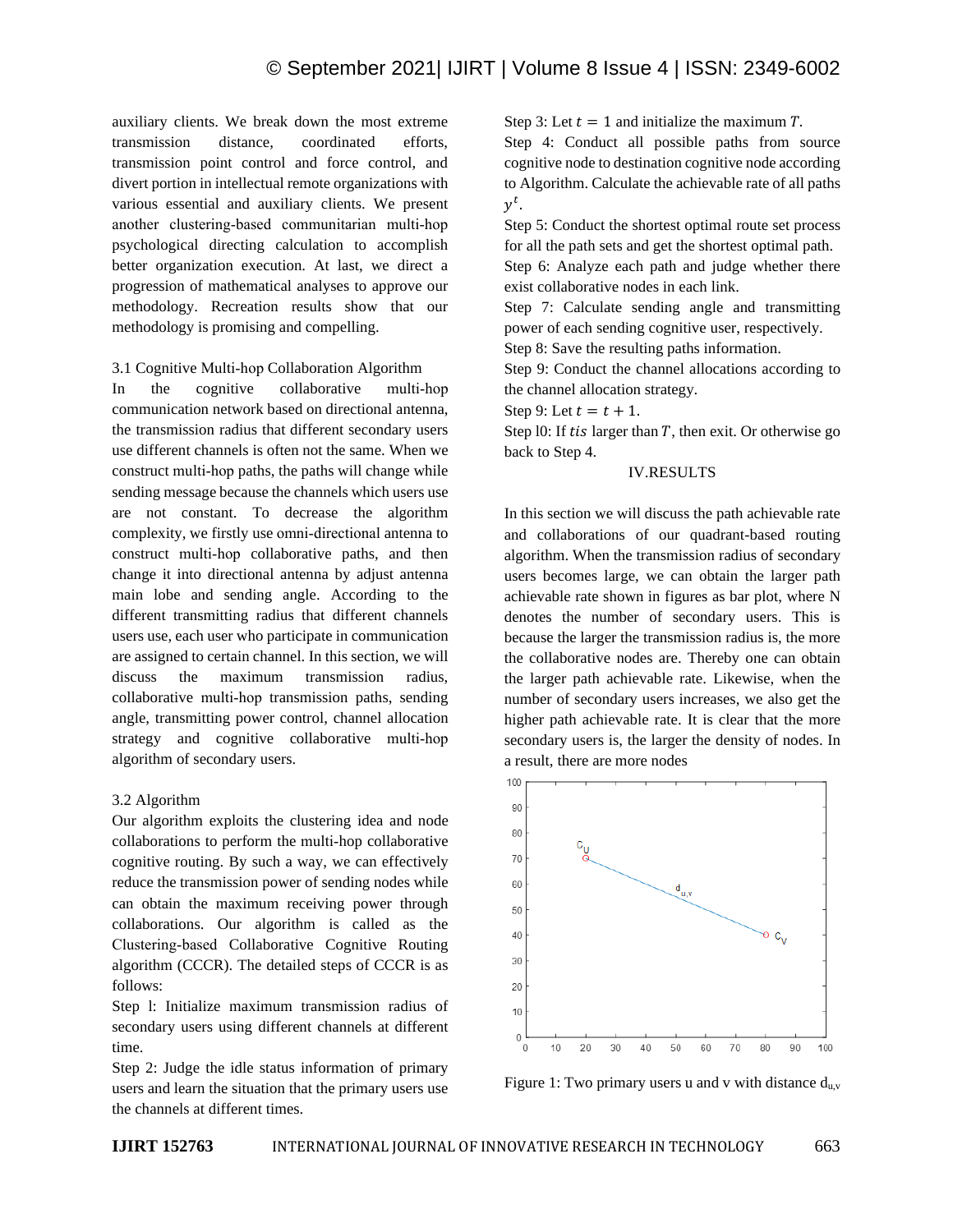auxiliary clients. We break down the most extreme transmission distance, coordinated efforts, transmission point control and force control, and divert portion in intellectual remote organizations with various essential and auxiliary clients. We present another clustering-based communitarian multi-hop psychological directing calculation to accomplish better organization execution. At last, we direct a progression of mathematical analyses to approve our methodology. Recreation results show that our methodology is promising and compelling.

### 3.1 Cognitive Multi-hop Collaboration Algorithm

In the cognitive collaborative multi-hop communication network based on directional antenna, the transmission radius that different secondary users use different channels is often not the same. When we construct multi-hop paths, the paths will change while sending message because the channels which users use are not constant. To decrease the algorithm complexity, we firstly use omni-directional antenna to construct multi-hop collaborative paths, and then change it into directional antenna by adjust antenna main lobe and sending angle. According to the different transmitting radius that different channels users use, each user who participate in communication are assigned to certain channel. In this section, we will discuss the maximum transmission radius, collaborative multi-hop transmission paths, sending angle, transmitting power control, channel allocation strategy and cognitive collaborative multi-hop algorithm of secondary users.

### 3.2 Algorithm

Our algorithm exploits the clustering idea and node collaborations to perform the multi-hop collaborative cognitive routing. By such a way, we can effectively reduce the transmission power of sending nodes while can obtain the maximum receiving power through collaborations. Our algorithm is called as the Clustering-based Collaborative Cognitive Routing algorithm (CCCR). The detailed steps of CCCR is as follows:

Step l: Initialize maximum transmission radius of secondary users using different channels at different time.

Step 2: Judge the idle status information of primary users and learn the situation that the primary users use the channels at different times.

Step 3: Let $t = 1$ and initialize the maximum $T$.

Step 4: Conduct all possible paths from source cognitive node to destination cognitive node according to Algorithm. Calculate the achievable rate of all paths $y^t$.

Step 5: Conduct the shortest optimal route set process for all the path sets and get the shortest optimal path.

Step 6: Analyze each path and judge whether there exist collaborative nodes in each link.

Step 7: Calculate sending angle and transmitting power of each sending cognitive user, respectively.

Step 8: Save the resulting paths information.

Step 9: Conduct the channel allocations according to the channel allocation strategy.

Step 9: Let $t = t + 1$.

Step l0: If $tis$ larger than $T$, then exit. Or otherwise go back to Step 4.

## IV.RESULTS

In this section we will discuss the path achievable rate and collaborations of our quadrant-based routing algorithm. When the transmission radius of secondary users becomes large, we can obtain the larger path achievable rate shown in figures as bar plot, where N denotes the number of secondary users. This is because the larger the transmission radius is, the more the collaborative nodes are. Thereby one can obtain the larger path achievable rate. Likewise, when the number of secondary users increases, we also get the higher path achievable rate. It is clear that the more secondary users is, the larger the density of nodes. In a result, there are more nodes

Figure 1: Two primary users u and v with distance $d_{u,v}$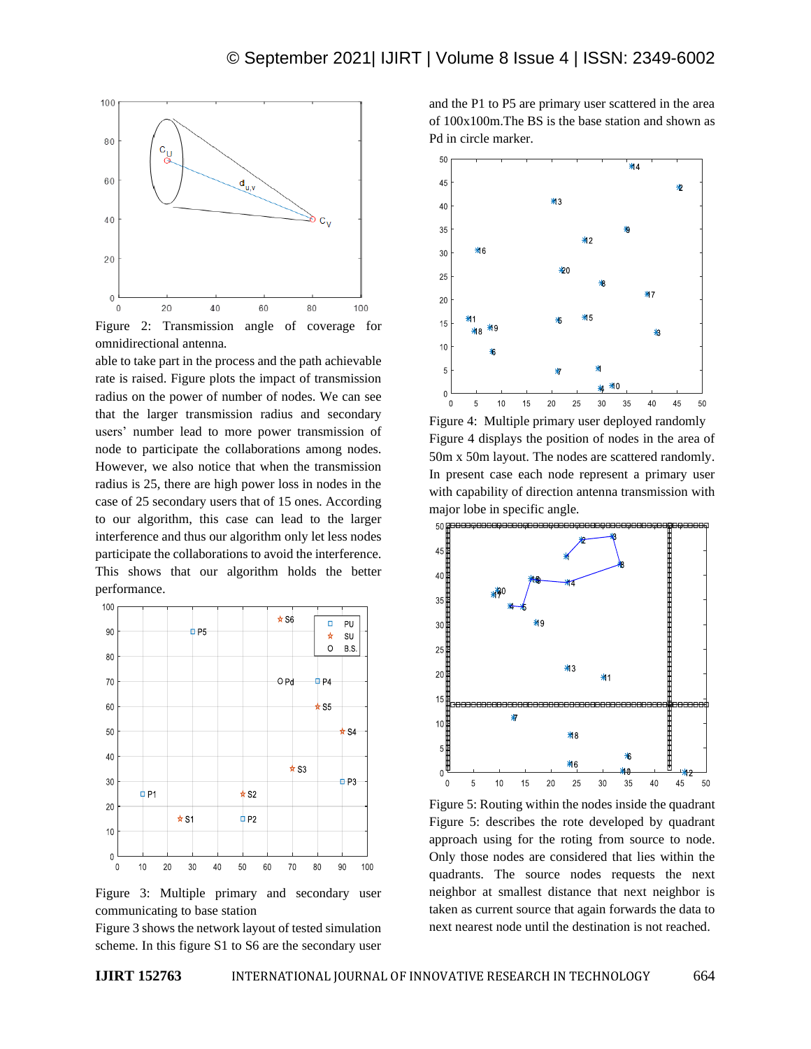Figure 2: Transmission angle of coverage for omnidirectional antenna.

able to take part in the process and the path achievable rate is raised. Figure plots the impact of transmission radius on the power of number of nodes. We can see that the larger transmission radius and secondary users' number lead to more power transmission of node to participate the collaborations among nodes. However, we also notice that when the transmission radius is 25, there are high power loss in nodes in the case of 25 secondary users that of 15 ones. According to our algorithm, this case can lead to the larger interference and thus our algorithm only let less nodes participate the collaborations to avoid the interference. This shows that our algorithm holds the better performance.

Figure 3: Multiple primary and secondary user communicating to base station

Figure 3 shows the network layout of tested simulation scheme. In this figure S1 to S6 are the secondary user and the P1 to P5 are primary user scattered in the area of 100x100m.The BS is the base station and shown as Pd in circle marker.

Figure 4: Multiple primary user deployed randomly

Figure 4 displays the position of nodes in the area of 50m x 50m layout. The nodes are scattered randomly. In present case each node represent a primary user with capability of direction antenna transmission with major lobe in specific angle.

Figure 5: Routing within the nodes inside the quadrant

Figure 5: describes the rote developed by quadrant approach using for the roting from source to node. Only those nodes are considered that lies within the quadrants. The source nodes requests the next neighbor at smallest distance that next neighbor is taken as current source that again forwards the data to next nearest node until the destination is not reached.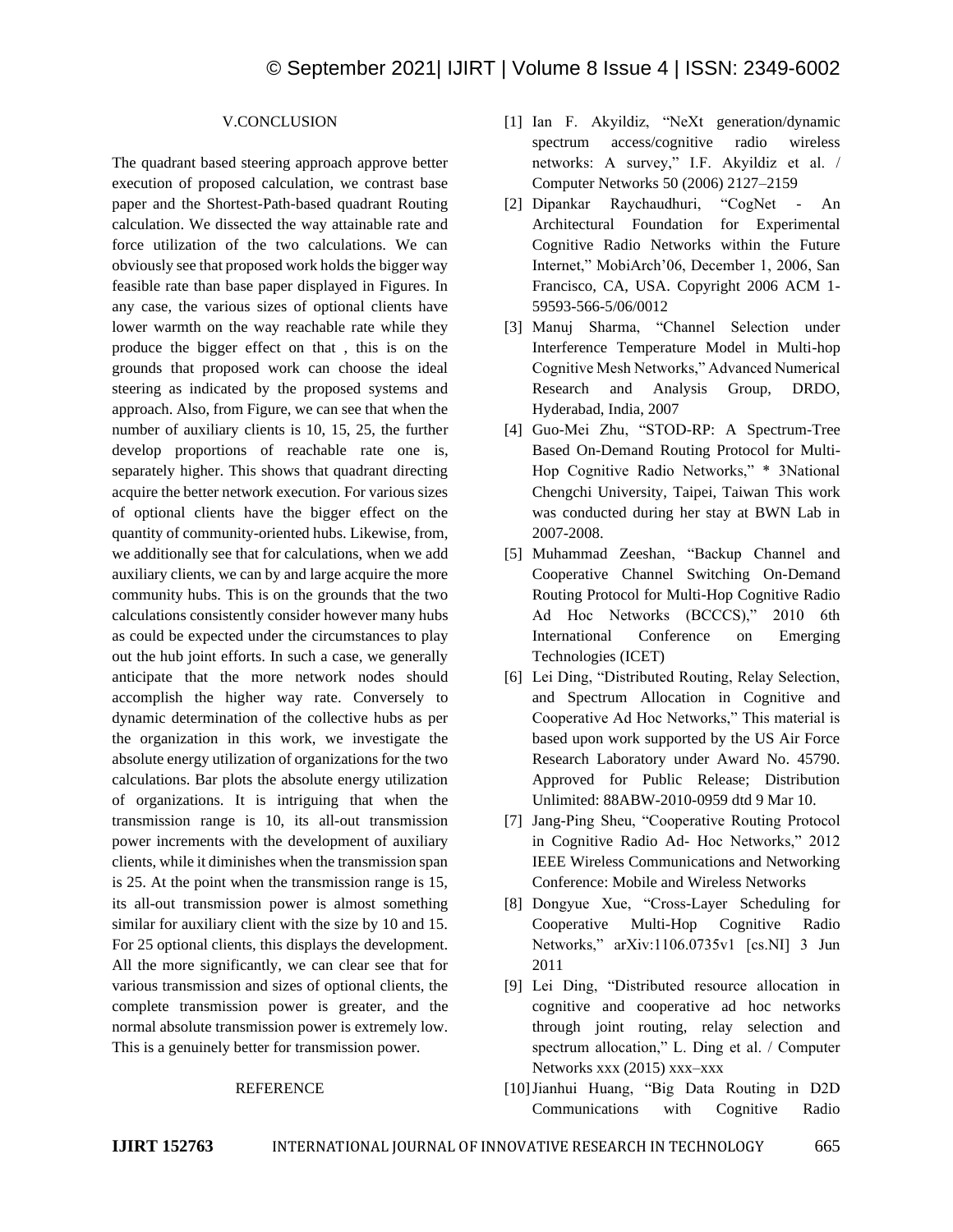## V.CONCLUSION

The quadrant based steering approach approve better execution of proposed calculation, we contrast base paper and the Shortest-Path-based quadrant Routing calculation. We dissected the way attainable rate and force utilization of the two calculations. We can obviously see that proposed work holds the bigger way feasible rate than base paper displayed in Figures. In any case, the various sizes of optional clients have lower warmth on the way reachable rate while they produce the bigger effect on that , this is on the grounds that proposed work can choose the ideal steering as indicated by the proposed systems and approach. Also, from Figure, we can see that when the number of auxiliary clients is 10, 15, 25, the further develop proportions of reachable rate one is, separately higher. This shows that quadrant directing acquire the better network execution. For various sizes of optional clients have the bigger effect on the quantity of community-oriented hubs. Likewise, from, we additionally see that for calculations, when we add auxiliary clients, we can by and large acquire the more community hubs. This is on the grounds that the two calculations consistently consider however many hubs as could be expected under the circumstances to play out the hub joint efforts. In such a case, we generally anticipate that the more network nodes should accomplish the higher way rate. Conversely to dynamic determination of the collective hubs as per the organization in this work, we investigate the absolute energy utilization of organizations for the two calculations. Bar plots the absolute energy utilization of organizations. It is intriguing that when the transmission range is 10, its all-out transmission power increments with the development of auxiliary clients, while it diminishes when the transmission span is 25. At the point when the transmission range is 15, its all-out transmission power is almost something similar for auxiliary client with the size by 10 and 15. For 25 optional clients, this displays the development. All the more significantly, we can clear see that for various transmission and sizes of optional clients, the complete transmission power is greater, and the normal absolute transmission power is extremely low. This is a genuinely better for transmission power.

## REFERENCE

[1] Ian F. Akyildiz, "NeXt generation/dynamic spectrum access/cognitive radio wireless networks: A survey," I.F. Akyildiz et al. / Computer Networks 50 (2006) 2127–2159

[2] Dipankar Raychaudhuri, "CogNet - An Architectural Foundation for Experimental Cognitive Radio Networks within the Future Internet," MobiArch'06, December 1, 2006, San Francisco, CA, USA. Copyright 2006 ACM 1-59593-566-5/06/0012

[3] Manuj Sharma, "Channel Selection under Interference Temperature Model in Multi-hop Cognitive Mesh Networks," Advanced Numerical Research and Analysis Group, DRDO, Hyderabad, India, 2007

[4] Guo-Mei Zhu, "STOD-RP: A Spectrum-Tree Based On-Demand Routing Protocol for Multi-Hop Cognitive Radio Networks," * 3National Chengchi University, Taipei, Taiwan This work was conducted during her stay at BWN Lab in 2007-2008.

[5] Muhammad Zeeshan, "Backup Channel and Cooperative Channel Switching On-Demand Routing Protocol for Multi-Hop Cognitive Radio Ad Hoc Networks (BCCCS)," 2010 6th International Conference on Emerging Technologies (ICET)

[6] Lei Ding, "Distributed Routing, Relay Selection, and Spectrum Allocation in Cognitive and Cooperative Ad Hoc Networks," This material is based upon work supported by the US Air Force Research Laboratory under Award No. 45790. Approved for Public Release; Distribution Unlimited: 88ABW-2010-0959 dtd 9 Mar 10.

[7] Jang-Ping Sheu, "Cooperative Routing Protocol in Cognitive Radio Ad- Hoc Networks," 2012 IEEE Wireless Communications and Networking Conference: Mobile and Wireless Networks

[8] Dongyue Xue, "Cross-Layer Scheduling for Cooperative Multi-Hop Cognitive Radio Networks," arXiv:1106.0735v1 [cs.NI] 3 Jun 2011

[9] Lei Ding, "Distributed resource allocation in cognitive and cooperative ad hoc networks through joint routing, relay selection and spectrum allocation," L. Ding et al. / Computer Networks xxx (2015) xxx–xxx

[10] Jianhui Huang, "Big Data Routing in D2D Communications with Cognitive Radio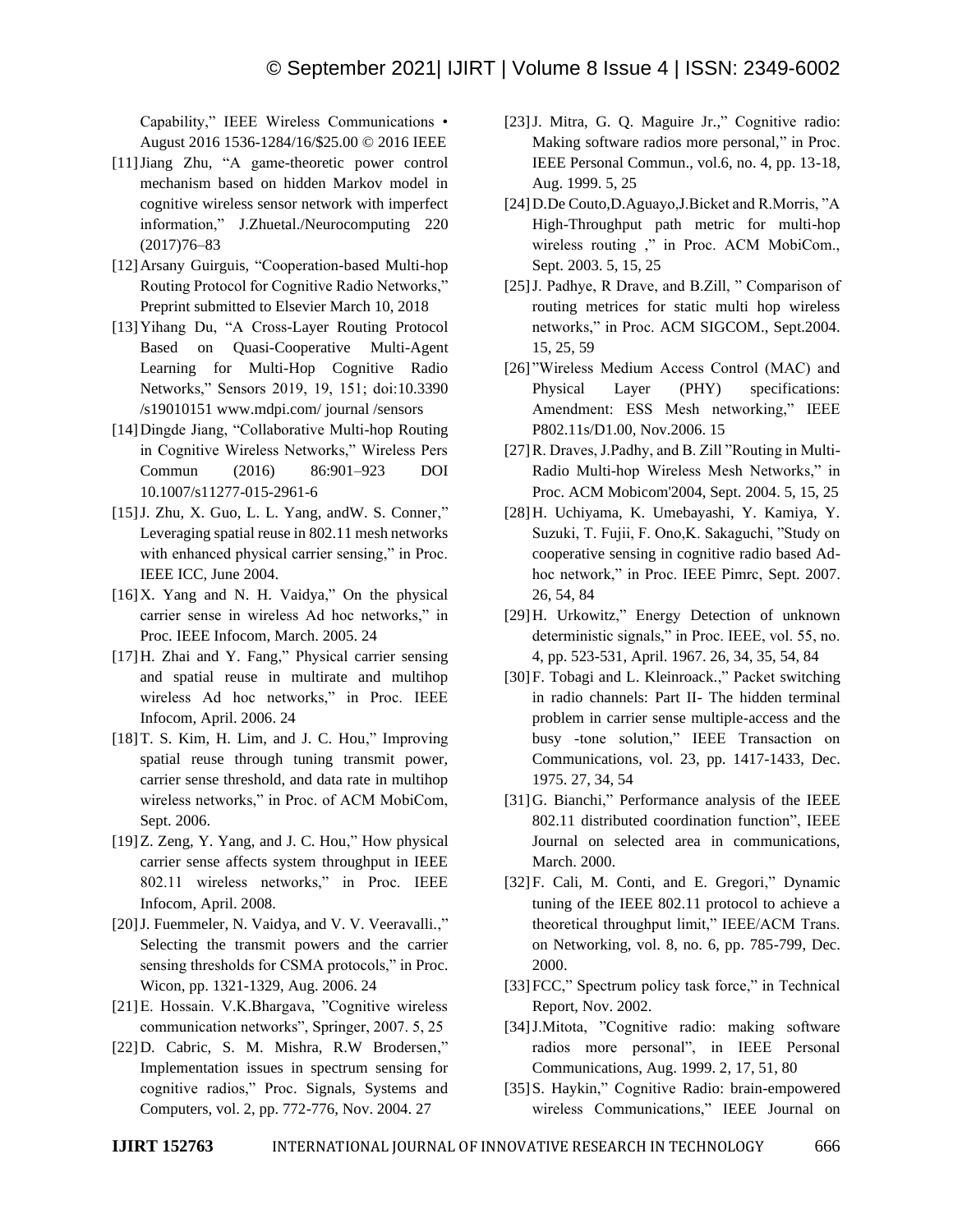Capability," IEEE Wireless Communications • August 2016 1536-1284/16/$25.00 © 2016 IEEE

[11] Jiang Zhu, "A game-theoretic power control mechanism based on hidden Markov model in cognitive wireless sensor network with imperfect information," J.Zhuetal./Neurocomputing 220 (2017)76–83

[12] Arsany Guirguis, "Cooperation-based Multi-hop Routing Protocol for Cognitive Radio Networks," Preprint submitted to Elsevier March 10, 2018

[13] Yihang Du, "A Cross-Layer Routing Protocol Based on Quasi-Cooperative Multi-Agent Learning for Multi-Hop Cognitive Radio Networks," Sensors 2019, 19, 151; doi:10.3390 /s19010151 www.mdpi.com/ journal /sensors

[14] Dingde Jiang, "Collaborative Multi-hop Routing in Cognitive Wireless Networks," Wireless Pers Commun (2016) 86:901–923 DOI 10.1007/s11277-015-2961-6

[15] J. Zhu, X. Guo, L. L. Yang, andW. S. Conner," Leveraging spatial reuse in 802.11 mesh networks with enhanced physical carrier sensing," in Proc. IEEE ICC, June 2004.

[16] X. Yang and N. H. Vaidya," On the physical carrier sense in wireless Ad hoc networks," in Proc. IEEE Infocom, March. 2005. 24

[17] H. Zhai and Y. Fang," Physical carrier sensing and spatial reuse in multirate and multihop wireless Ad hoc networks," in Proc. IEEE Infocom, April. 2006. 24

[18] T. S. Kim, H. Lim, and J. C. Hou," Improving spatial reuse through tuning transmit power, carrier sense threshold, and data rate in multihop wireless networks," in Proc. of ACM MobiCom, Sept. 2006.

[19] Z. Zeng, Y. Yang, and J. C. Hou," How physical carrier sense affects system throughput in IEEE 802.11 wireless networks," in Proc. IEEE Infocom, April. 2008.

[20] J. Fuemmeler, N. Vaidya, and V. V. Veeravalli.," Selecting the transmit powers and the carrier sensing thresholds for CSMA protocols," in Proc. Wicon, pp. 1321-1329, Aug. 2006. 24

[21] E. Hossain. V.K.Bhargava, "Cognitive wireless communication networks", Springer, 2007. 5, 25

[22] D. Cabric, S. M. Mishra, R.W Brodersen," Implementation issues in spectrum sensing for cognitive radios," Proc. Signals, Systems and Computers, vol. 2, pp. 772-776, Nov. 2004. 27

[23] J. Mitra, G. Q. Maguire Jr.," Cognitive radio: Making software radios more personal," in Proc. IEEE Personal Commun., vol.6, no. 4, pp. 13-18, Aug. 1999. 5, 25

[24] D.De Couto,D.Aguayo,J.Bicket and R.Morris, "A High-Throughput path metric for multi-hop wireless routing ," in Proc. ACM MobiCom., Sept. 2003. 5, 15, 25

[25] J. Padhye, R Drave, and B.Zill, " Comparison of routing metrices for static multi hop wireless networks," in Proc. ACM SIGCOM., Sept.2004. 15, 25, 59

[26] "Wireless Medium Access Control (MAC) and Physical Layer (PHY) specifications: Amendment: ESS Mesh networking," IEEE P802.11s/D1.00, Nov.2006. 15

[27] R. Draves, J.Padhy, and B. Zill "Routing in Multi-Radio Multi-hop Wireless Mesh Networks," in Proc. ACM Mobicom'2004, Sept. 2004. 5, 15, 25

[28] H. Uchiyama, K. Umebayashi, Y. Kamiya, Y. Suzuki, T. Fujii, F. Ono,K. Sakaguchi, "Study on cooperative sensing in cognitive radio based Ad-hoc network," in Proc. IEEE Pimrc, Sept. 2007. 26, 54, 84

[29] H. Urkowitz," Energy Detection of unknown deterministic signals," in Proc. IEEE, vol. 55, no. 4, pp. 523-531, April. 1967. 26, 34, 35, 54, 84

[30] F. Tobagi and L. Kleinroack.," Packet switching in radio channels: Part II- The hidden terminal problem in carrier sense multiple-access and the busy -tone solution," IEEE Transaction on Communications, vol. 23, pp. 1417-1433, Dec. 1975. 27, 34, 54

[31] G. Bianchi," Performance analysis of the IEEE 802.11 distributed coordination function", IEEE Journal on selected area in communications, March. 2000.

[32] F. Cali, M. Conti, and E. Gregori," Dynamic tuning of the IEEE 802.11 protocol to achieve a theoretical throughput limit," IEEE/ACM Trans. on Networking, vol. 8, no. 6, pp. 785-799, Dec. 2000.

[33] FCC," Spectrum policy task force," in Technical Report, Nov. 2002.

[34] J.Mitota, "Cognitive radio: making software radios more personal", in IEEE Personal Communications, Aug. 1999. 2, 17, 51, 80

[35] S. Haykin," Cognitive Radio: brain-empowered wireless Communications," IEEE Journal on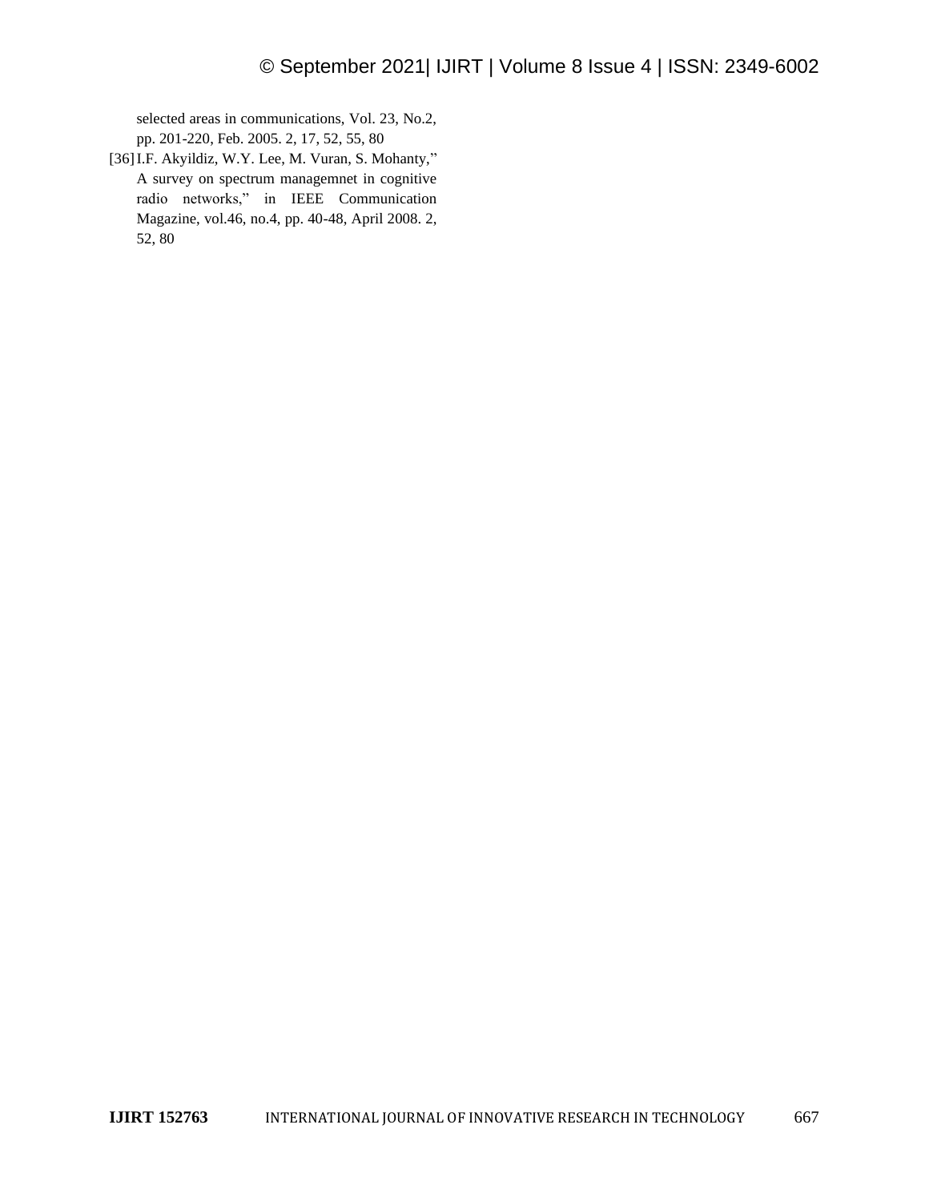selected areas in communications, Vol. 23, No.2, pp. 201-220, Feb. 2005. 2, 17, 52, 55, 80

[36] I.F. Akyildiz, W.Y. Lee, M. Vuran, S. Mohanty," A survey on spectrum managemnet in cognitive radio networks," in IEEE Communication Magazine, vol.46, no.4, pp. 40-48, April 2008. 2, 52, 80